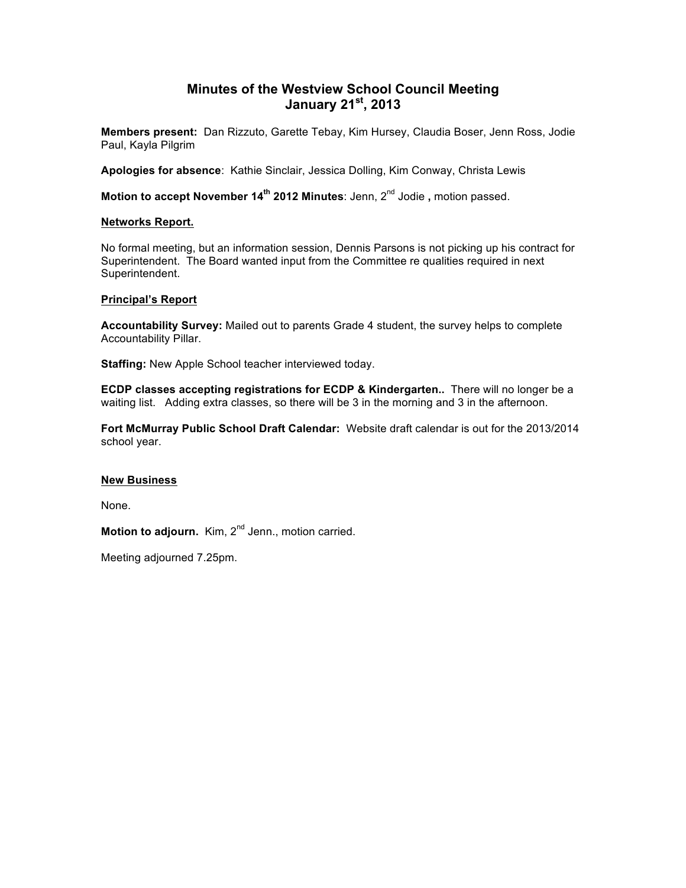# Minutes of the Westview School Council Meeting
# January 21st, 2013

**Members present:** Dan Rizzuto, Garette Tebay, Kim Hursey, Claudia Boser, Jenn Ross, Jodie Paul, Kayla Pilgrim

**Apologies for absence**: Kathie Sinclair, Jessica Dolling, Kim Conway, Christa Lewis

**Motion to accept November 14th 2012 Minutes**: Jenn, 2nd Jodie **,** motion passed.

## Networks Report.

No formal meeting, but an information session, Dennis Parsons is not picking up his contract for Superintendent. The Board wanted input from the Committee re qualities required in next Superintendent.

## Principal's Report

**Accountability Survey:** Mailed out to parents Grade 4 student, the survey helps to complete Accountability Pillar.

**Staffing:** New Apple School teacher interviewed today.

**ECDP classes accepting registrations for ECDP & Kindergarten..** There will no longer be a waiting list. Adding extra classes, so there will be 3 in the morning and 3 in the afternoon.

**Fort McMurray Public School Draft Calendar:** Website draft calendar is out for the 2013/2014 school year.

## New Business

None.

**Motion to adjourn.** Kim, 2nd Jenn., motion carried.

Meeting adjourned 7.25pm.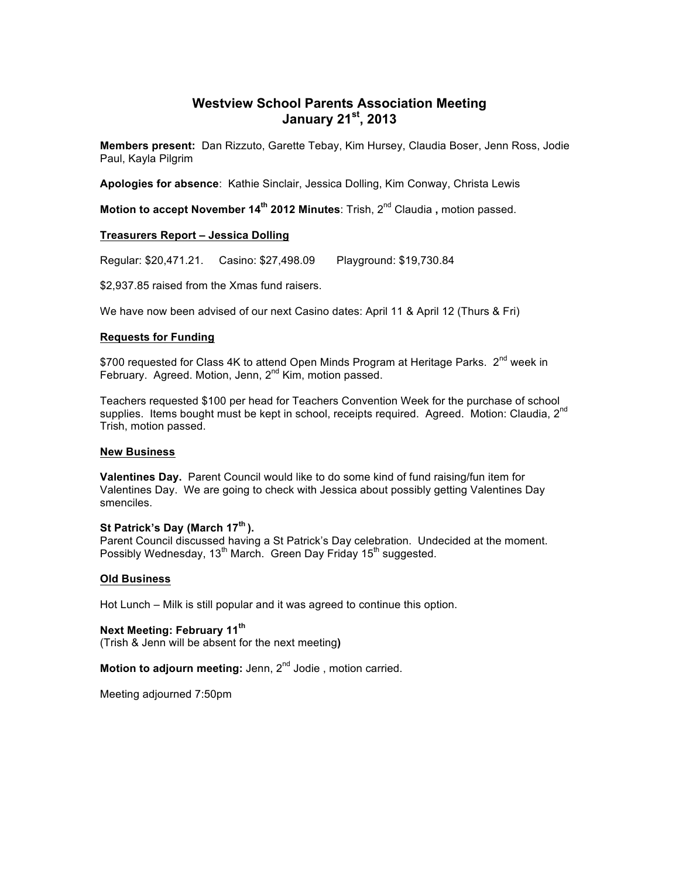# Westview School Parents Association Meeting
# January 21st, 2013

**Members present:** Dan Rizzuto, Garette Tebay, Kim Hursey, Claudia Boser, Jenn Ross, Jodie Paul, Kayla Pilgrim

**Apologies for absence**: Kathie Sinclair, Jessica Dolling, Kim Conway, Christa Lewis

**Motion to accept November 14th 2012 Minutes**: Trish, 2nd Claudia **,** motion passed.

## Treasurers Report – Jessica Dolling

Regular: $20,471.21. Casino: $27,498.09 Playground: $19,730.84

$2,937.85 raised from the Xmas fund raisers.

We have now been advised of our next Casino dates: April 11 & April 12 (Thurs & Fri)

## Requests for Funding

$700 requested for Class 4K to attend Open Minds Program at Heritage Parks. 2nd week in February. Agreed. Motion, Jenn, 2nd Kim, motion passed.

Teachers requested $100 per head for Teachers Convention Week for the purchase of school supplies. Items bought must be kept in school, receipts required. Agreed. Motion: Claudia, 2nd Trish, motion passed.

## New Business

**Valentines Day.** Parent Council would like to do some kind of fund raising/fun item for Valentines Day. We are going to check with Jessica about possibly getting Valentines Day smenciles.

**St Patrick's Day (March 17th ).**
Parent Council discussed having a St Patrick's Day celebration. Undecided at the moment. Possibly Wednesday, 13th March. Green Day Friday 15th suggested.

## Old Business

Hot Lunch – Milk is still popular and it was agreed to continue this option.

**Next Meeting: February 11th**
(Trish & Jenn will be absent for the next meeting**)**

**Motion to adjourn meeting:** Jenn, 2nd Jodie , motion carried.

Meeting adjourned 7:50pm